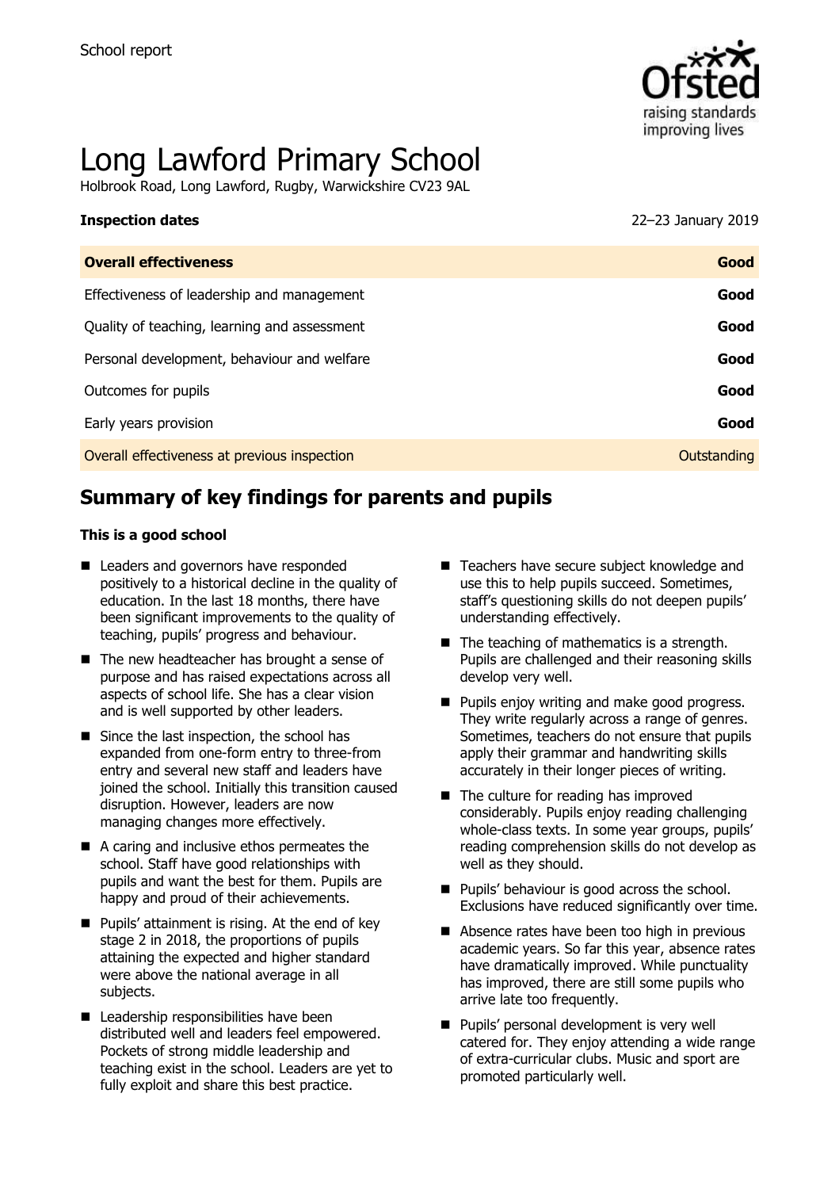School report

# Long Lawford Primary School

Holbrook Road, Long Lawford, Rugby, Warwickshire CV23 9AL

**Inspection dates** 22–23 January 2019

| **Overall effectiveness** | **Good** |
|---|---|
| Effectiveness of leadership and management | **Good** |
| Quality of teaching, learning and assessment | **Good** |
| Personal development, behaviour and welfare | **Good** |
| Outcomes for pupils | **Good** |
| Early years provision | **Good** |
| Overall effectiveness at previous inspection | Outstanding |

## Summary of key findings for parents and pupils

**This is a good school**

- Leaders and governors have responded positively to a historical decline in the quality of education. In the last 18 months, there have been significant improvements to the quality of teaching, pupils' progress and behaviour.
- The new headteacher has brought a sense of purpose and has raised expectations across all aspects of school life. She has a clear vision and is well supported by other leaders.
- Since the last inspection, the school has expanded from one-form entry to three-from entry and several new staff and leaders have joined the school. Initially this transition caused disruption. However, leaders are now managing changes more effectively.
- A caring and inclusive ethos permeates the school. Staff have good relationships with pupils and want the best for them. Pupils are happy and proud of their achievements.
- Pupils' attainment is rising. At the end of key stage 2 in 2018, the proportions of pupils attaining the expected and higher standard were above the national average in all subjects.
- Leadership responsibilities have been distributed well and leaders feel empowered. Pockets of strong middle leadership and teaching exist in the school. Leaders are yet to fully exploit and share this best practice.
- Teachers have secure subject knowledge and use this to help pupils succeed. Sometimes, staff's questioning skills do not deepen pupils' understanding effectively.
- The teaching of mathematics is a strength. Pupils are challenged and their reasoning skills develop very well.
- Pupils enjoy writing and make good progress. They write regularly across a range of genres. Sometimes, teachers do not ensure that pupils apply their grammar and handwriting skills accurately in their longer pieces of writing.
- The culture for reading has improved considerably. Pupils enjoy reading challenging whole-class texts. In some year groups, pupils' reading comprehension skills do not develop as well as they should.
- Pupils' behaviour is good across the school. Exclusions have reduced significantly over time.
- Absence rates have been too high in previous academic years. So far this year, absence rates have dramatically improved. While punctuality has improved, there are still some pupils who arrive late too frequently.
- Pupils' personal development is very well catered for. They enjoy attending a wide range of extra-curricular clubs. Music and sport are promoted particularly well.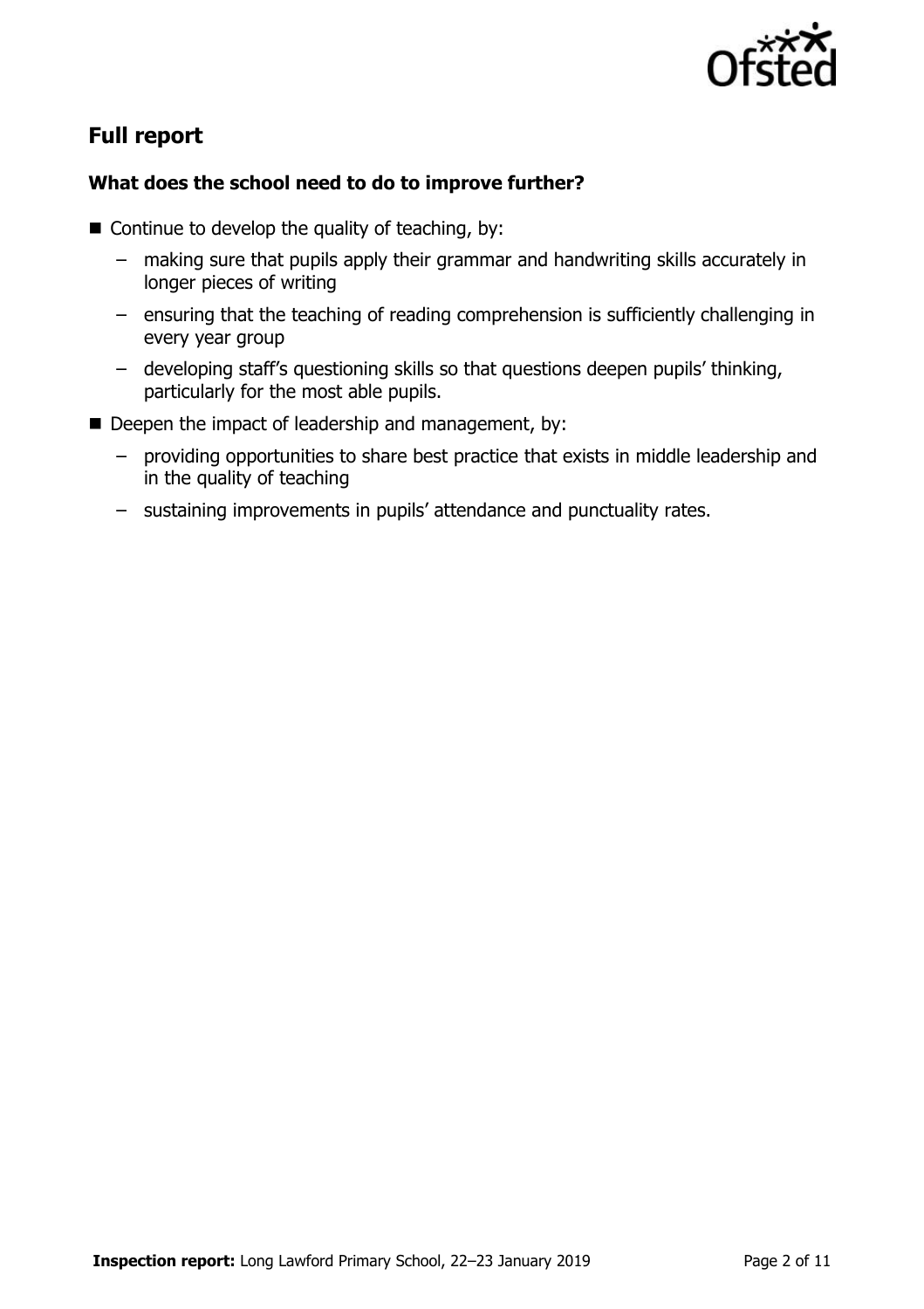## Full report

### What does the school need to do to improve further?

- Continue to develop the quality of teaching, by:
  - making sure that pupils apply their grammar and handwriting skills accurately in longer pieces of writing
  - ensuring that the teaching of reading comprehension is sufficiently challenging in every year group
  - developing staff's questioning skills so that questions deepen pupils' thinking, particularly for the most able pupils.
- Deepen the impact of leadership and management, by:
  - providing opportunities to share best practice that exists in middle leadership and in the quality of teaching
  - sustaining improvements in pupils' attendance and punctuality rates.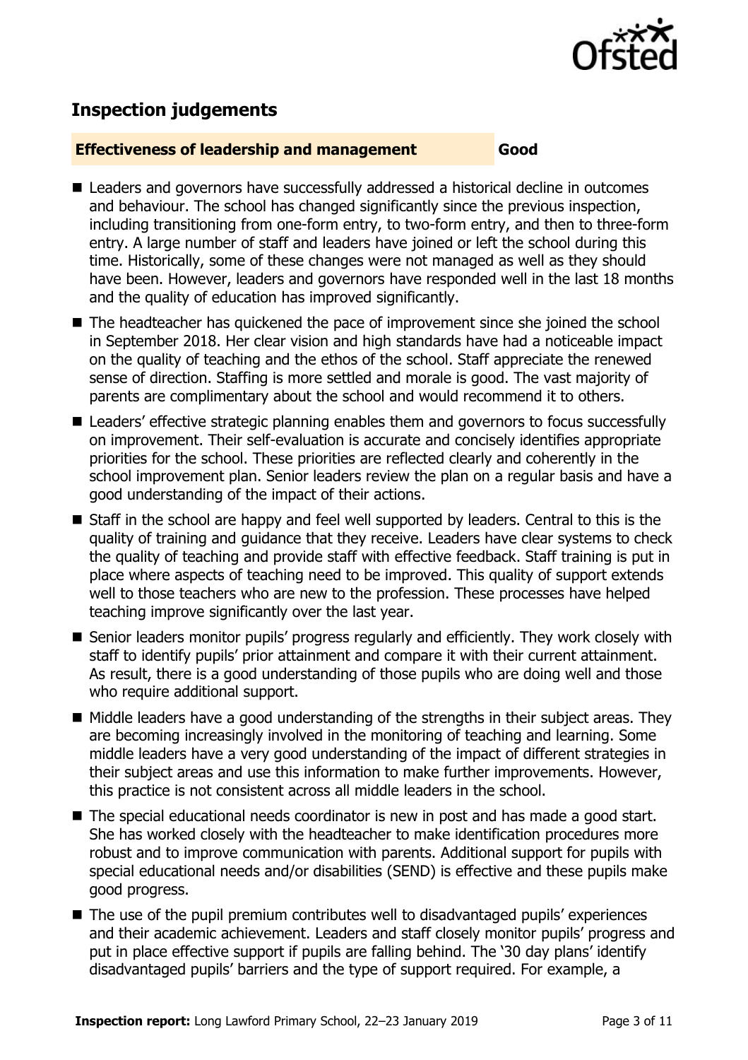## Inspection judgements

**Effectiveness of leadership and management** **Good**

- Leaders and governors have successfully addressed a historical decline in outcomes and behaviour. The school has changed significantly since the previous inspection, including transitioning from one-form entry, to two-form entry, and then to three-form entry. A large number of staff and leaders have joined or left the school during this time. Historically, some of these changes were not managed as well as they should have been. However, leaders and governors have responded well in the last 18 months and the quality of education has improved significantly.
- The headteacher has quickened the pace of improvement since she joined the school in September 2018. Her clear vision and high standards have had a noticeable impact on the quality of teaching and the ethos of the school. Staff appreciate the renewed sense of direction. Staffing is more settled and morale is good. The vast majority of parents are complimentary about the school and would recommend it to others.
- Leaders' effective strategic planning enables them and governors to focus successfully on improvement. Their self-evaluation is accurate and concisely identifies appropriate priorities for the school. These priorities are reflected clearly and coherently in the school improvement plan. Senior leaders review the plan on a regular basis and have a good understanding of the impact of their actions.
- Staff in the school are happy and feel well supported by leaders. Central to this is the quality of training and guidance that they receive. Leaders have clear systems to check the quality of teaching and provide staff with effective feedback. Staff training is put in place where aspects of teaching need to be improved. This quality of support extends well to those teachers who are new to the profession. These processes have helped teaching improve significantly over the last year.
- Senior leaders monitor pupils' progress regularly and efficiently. They work closely with staff to identify pupils' prior attainment and compare it with their current attainment. As result, there is a good understanding of those pupils who are doing well and those who require additional support.
- Middle leaders have a good understanding of the strengths in their subject areas. They are becoming increasingly involved in the monitoring of teaching and learning. Some middle leaders have a very good understanding of the impact of different strategies in their subject areas and use this information to make further improvements. However, this practice is not consistent across all middle leaders in the school.
- The special educational needs coordinator is new in post and has made a good start. She has worked closely with the headteacher to make identification procedures more robust and to improve communication with parents. Additional support for pupils with special educational needs and/or disabilities (SEND) is effective and these pupils make good progress.
- The use of the pupil premium contributes well to disadvantaged pupils' experiences and their academic achievement. Leaders and staff closely monitor pupils' progress and put in place effective support if pupils are falling behind. The '30 day plans' identify disadvantaged pupils' barriers and the type of support required. For example, a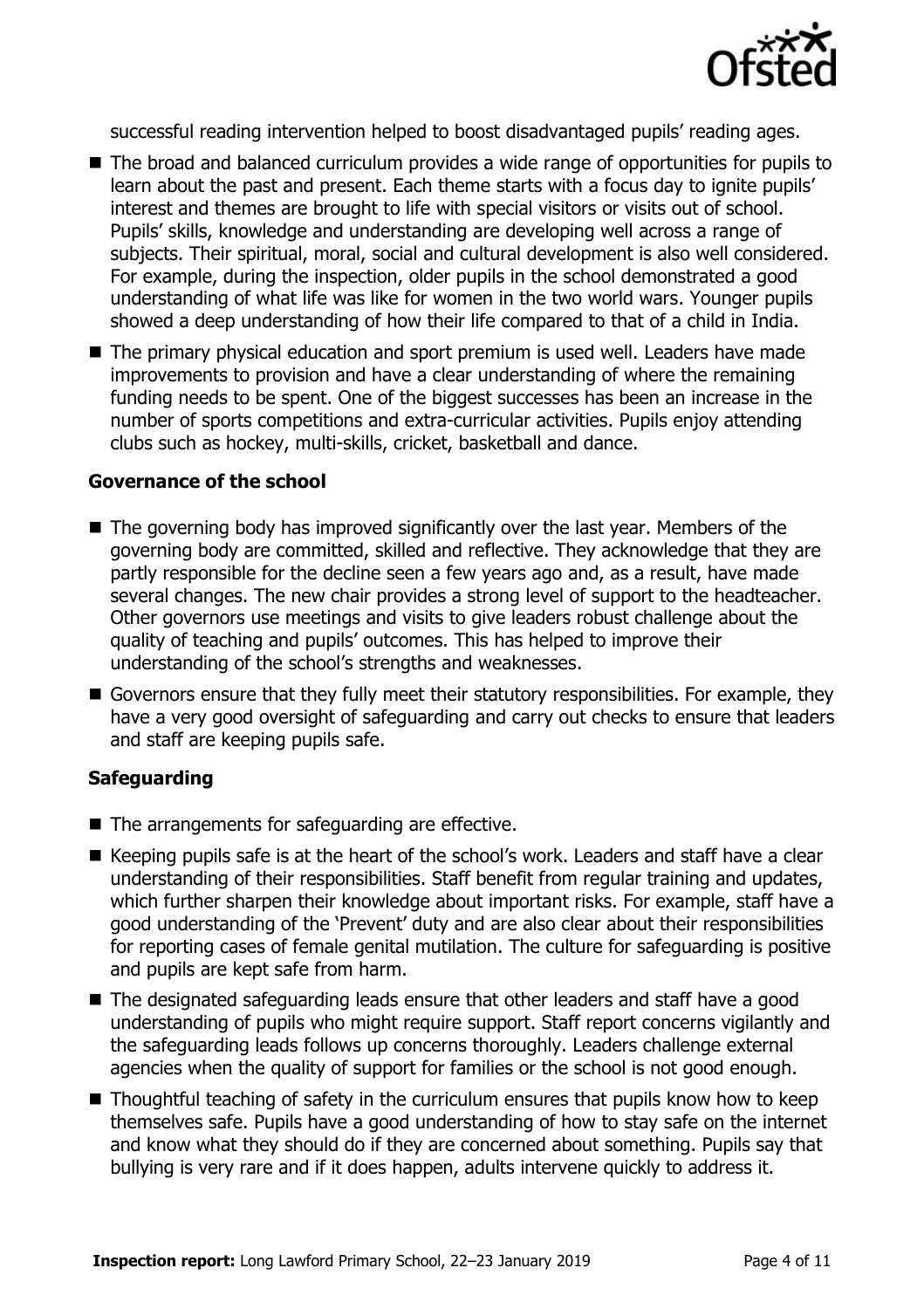successful reading intervention helped to boost disadvantaged pupils' reading ages.

- The broad and balanced curriculum provides a wide range of opportunities for pupils to learn about the past and present. Each theme starts with a focus day to ignite pupils' interest and themes are brought to life with special visitors or visits out of school. Pupils' skills, knowledge and understanding are developing well across a range of subjects. Their spiritual, moral, social and cultural development is also well considered. For example, during the inspection, older pupils in the school demonstrated a good understanding of what life was like for women in the two world wars. Younger pupils showed a deep understanding of how their life compared to that of a child in India.
- The primary physical education and sport premium is used well. Leaders have made improvements to provision and have a clear understanding of where the remaining funding needs to be spent. One of the biggest successes has been an increase in the number of sports competitions and extra-curricular activities. Pupils enjoy attending clubs such as hockey, multi-skills, cricket, basketball and dance.

### Governance of the school

- The governing body has improved significantly over the last year. Members of the governing body are committed, skilled and reflective. They acknowledge that they are partly responsible for the decline seen a few years ago and, as a result, have made several changes. The new chair provides a strong level of support to the headteacher. Other governors use meetings and visits to give leaders robust challenge about the quality of teaching and pupils' outcomes. This has helped to improve their understanding of the school's strengths and weaknesses.
- Governors ensure that they fully meet their statutory responsibilities. For example, they have a very good oversight of safeguarding and carry out checks to ensure that leaders and staff are keeping pupils safe.

### Safeguarding

- The arrangements for safeguarding are effective.
- Keeping pupils safe is at the heart of the school's work. Leaders and staff have a clear understanding of their responsibilities. Staff benefit from regular training and updates, which further sharpen their knowledge about important risks. For example, staff have a good understanding of the 'Prevent' duty and are also clear about their responsibilities for reporting cases of female genital mutilation. The culture for safeguarding is positive and pupils are kept safe from harm.
- The designated safeguarding leads ensure that other leaders and staff have a good understanding of pupils who might require support. Staff report concerns vigilantly and the safeguarding leads follows up concerns thoroughly. Leaders challenge external agencies when the quality of support for families or the school is not good enough.
- Thoughtful teaching of safety in the curriculum ensures that pupils know how to keep themselves safe. Pupils have a good understanding of how to stay safe on the internet and know what they should do if they are concerned about something. Pupils say that bullying is very rare and if it does happen, adults intervene quickly to address it.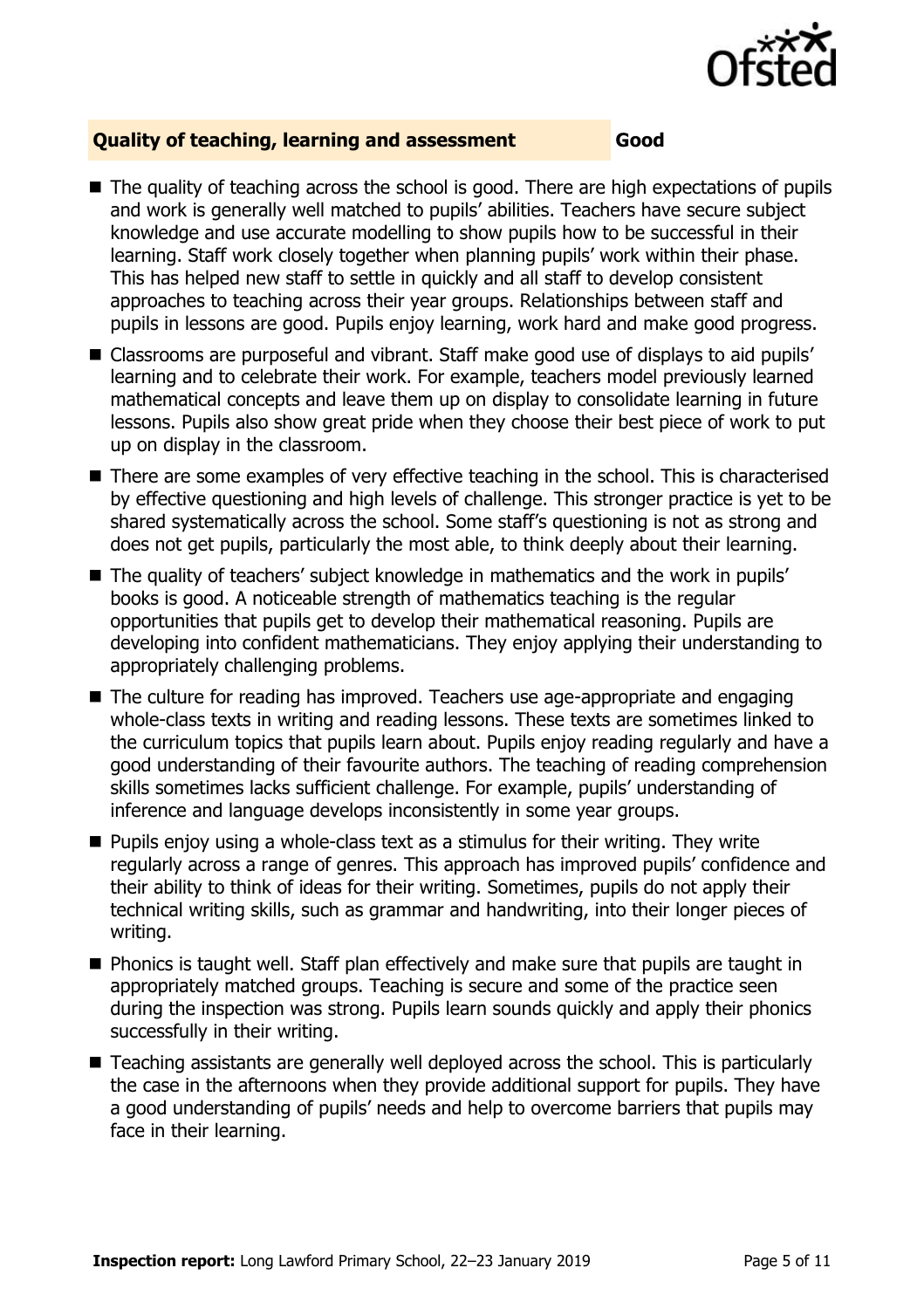## Quality of teaching, learning and assessment — Good

- The quality of teaching across the school is good. There are high expectations of pupils and work is generally well matched to pupils' abilities. Teachers have secure subject knowledge and use accurate modelling to show pupils how to be successful in their learning. Staff work closely together when planning pupils' work within their phase. This has helped new staff to settle in quickly and all staff to develop consistent approaches to teaching across their year groups. Relationships between staff and pupils in lessons are good. Pupils enjoy learning, work hard and make good progress.
- Classrooms are purposeful and vibrant. Staff make good use of displays to aid pupils' learning and to celebrate their work. For example, teachers model previously learned mathematical concepts and leave them up on display to consolidate learning in future lessons. Pupils also show great pride when they choose their best piece of work to put up on display in the classroom.
- There are some examples of very effective teaching in the school. This is characterised by effective questioning and high levels of challenge. This stronger practice is yet to be shared systematically across the school. Some staff's questioning is not as strong and does not get pupils, particularly the most able, to think deeply about their learning.
- The quality of teachers' subject knowledge in mathematics and the work in pupils' books is good. A noticeable strength of mathematics teaching is the regular opportunities that pupils get to develop their mathematical reasoning. Pupils are developing into confident mathematicians. They enjoy applying their understanding to appropriately challenging problems.
- The culture for reading has improved. Teachers use age-appropriate and engaging whole-class texts in writing and reading lessons. These texts are sometimes linked to the curriculum topics that pupils learn about. Pupils enjoy reading regularly and have a good understanding of their favourite authors. The teaching of reading comprehension skills sometimes lacks sufficient challenge. For example, pupils' understanding of inference and language develops inconsistently in some year groups.
- Pupils enjoy using a whole-class text as a stimulus for their writing. They write regularly across a range of genres. This approach has improved pupils' confidence and their ability to think of ideas for their writing. Sometimes, pupils do not apply their technical writing skills, such as grammar and handwriting, into their longer pieces of writing.
- Phonics is taught well. Staff plan effectively and make sure that pupils are taught in appropriately matched groups. Teaching is secure and some of the practice seen during the inspection was strong. Pupils learn sounds quickly and apply their phonics successfully in their writing.
- Teaching assistants are generally well deployed across the school. This is particularly the case in the afternoons when they provide additional support for pupils. They have a good understanding of pupils' needs and help to overcome barriers that pupils may face in their learning.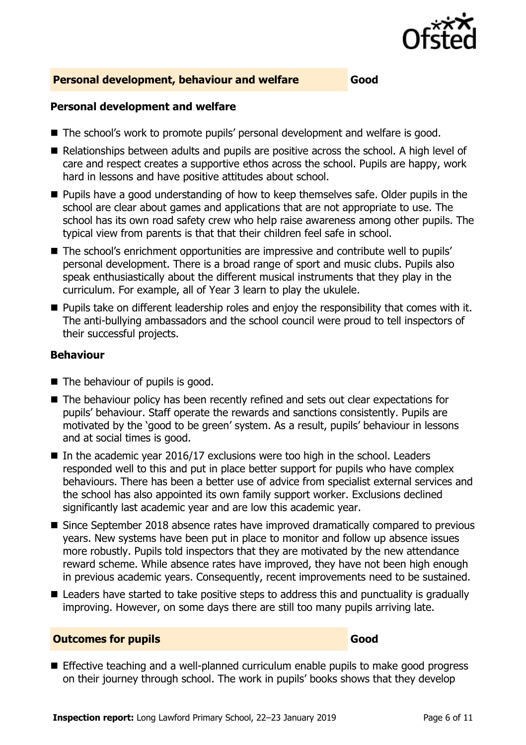## Personal development, behaviour and welfare — Good

### Personal development and welfare

- The school's work to promote pupils' personal development and welfare is good.
- Relationships between adults and pupils are positive across the school. A high level of care and respect creates a supportive ethos across the school. Pupils are happy, work hard in lessons and have positive attitudes about school.
- Pupils have a good understanding of how to keep themselves safe. Older pupils in the school are clear about games and applications that are not appropriate to use. The school has its own road safety crew who help raise awareness among other pupils. The typical view from parents is that that their children feel safe in school.
- The school's enrichment opportunities are impressive and contribute well to pupils' personal development. There is a broad range of sport and music clubs. Pupils also speak enthusiastically about the different musical instruments that they play in the curriculum. For example, all of Year 3 learn to play the ukulele.
- Pupils take on different leadership roles and enjoy the responsibility that comes with it. The anti-bullying ambassadors and the school council were proud to tell inspectors of their successful projects.

### Behaviour

- The behaviour of pupils is good.
- The behaviour policy has been recently refined and sets out clear expectations for pupils' behaviour. Staff operate the rewards and sanctions consistently. Pupils are motivated by the 'good to be green' system. As a result, pupils' behaviour in lessons and at social times is good.
- In the academic year 2016/17 exclusions were too high in the school. Leaders responded well to this and put in place better support for pupils who have complex behaviours. There has been a better use of advice from specialist external services and the school has also appointed its own family support worker. Exclusions declined significantly last academic year and are low this academic year.
- Since September 2018 absence rates have improved dramatically compared to previous years. New systems have been put in place to monitor and follow up absence issues more robustly. Pupils told inspectors that they are motivated by the new attendance reward scheme. While absence rates have improved, they have not been high enough in previous academic years. Consequently, recent improvements need to be sustained.
- Leaders have started to take positive steps to address this and punctuality is gradually improving. However, on some days there are still too many pupils arriving late.

## Outcomes for pupils — Good

- Effective teaching and a well-planned curriculum enable pupils to make good progress on their journey through school. The work in pupils' books shows that they develop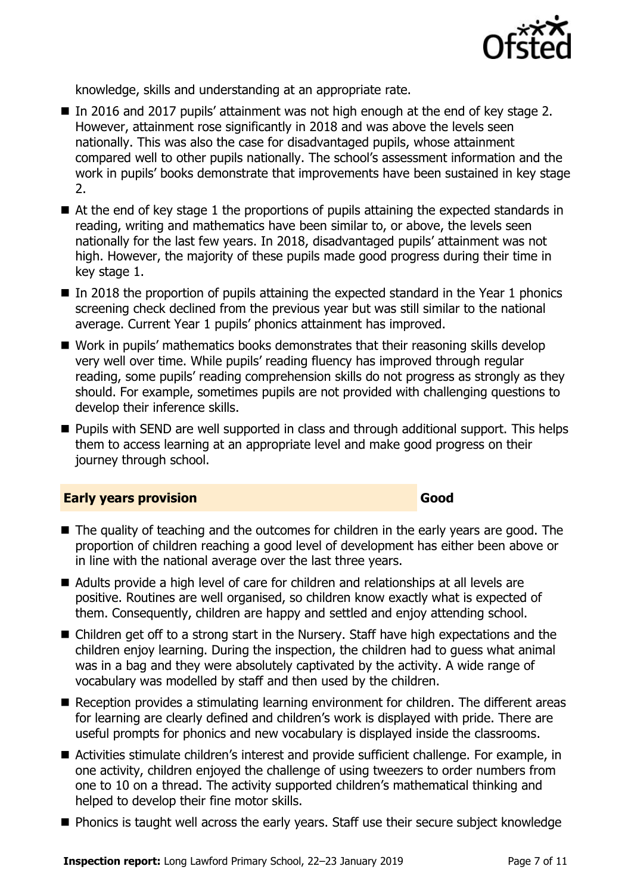knowledge, skills and understanding at an appropriate rate.

- In 2016 and 2017 pupils' attainment was not high enough at the end of key stage 2. However, attainment rose significantly in 2018 and was above the levels seen nationally. This was also the case for disadvantaged pupils, whose attainment compared well to other pupils nationally. The school's assessment information and the work in pupils' books demonstrate that improvements have been sustained in key stage 2.
- At the end of key stage 1 the proportions of pupils attaining the expected standards in reading, writing and mathematics have been similar to, or above, the levels seen nationally for the last few years. In 2018, disadvantaged pupils' attainment was not high. However, the majority of these pupils made good progress during their time in key stage 1.
- In 2018 the proportion of pupils attaining the expected standard in the Year 1 phonics screening check declined from the previous year but was still similar to the national average. Current Year 1 pupils' phonics attainment has improved.
- Work in pupils' mathematics books demonstrates that their reasoning skills develop very well over time. While pupils' reading fluency has improved through regular reading, some pupils' reading comprehension skills do not progress as strongly as they should. For example, sometimes pupils are not provided with challenging questions to develop their inference skills.
- Pupils with SEND are well supported in class and through additional support. This helps them to access learning at an appropriate level and make good progress on their journey through school.

## Early years provision — Good

- The quality of teaching and the outcomes for children in the early years are good. The proportion of children reaching a good level of development has either been above or in line with the national average over the last three years.
- Adults provide a high level of care for children and relationships at all levels are positive. Routines are well organised, so children know exactly what is expected of them. Consequently, children are happy and settled and enjoy attending school.
- Children get off to a strong start in the Nursery. Staff have high expectations and the children enjoy learning. During the inspection, the children had to guess what animal was in a bag and they were absolutely captivated by the activity. A wide range of vocabulary was modelled by staff and then used by the children.
- Reception provides a stimulating learning environment for children. The different areas for learning are clearly defined and children's work is displayed with pride. There are useful prompts for phonics and new vocabulary is displayed inside the classrooms.
- Activities stimulate children's interest and provide sufficient challenge. For example, in one activity, children enjoyed the challenge of using tweezers to order numbers from one to 10 on a thread. The activity supported children's mathematical thinking and helped to develop their fine motor skills.
- Phonics is taught well across the early years. Staff use their secure subject knowledge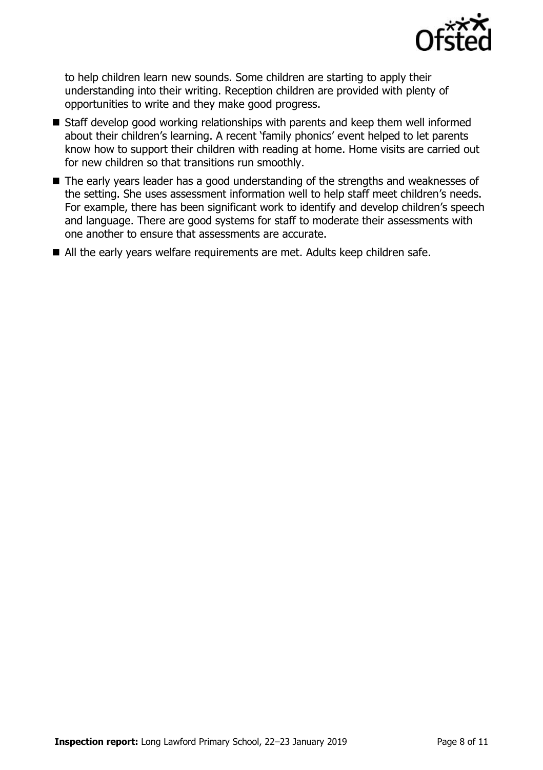to help children learn new sounds. Some children are starting to apply their understanding into their writing. Reception children are provided with plenty of opportunities to write and they make good progress.

- Staff develop good working relationships with parents and keep them well informed about their children's learning. A recent 'family phonics' event helped to let parents know how to support their children with reading at home. Home visits are carried out for new children so that transitions run smoothly.
- The early years leader has a good understanding of the strengths and weaknesses of the setting. She uses assessment information well to help staff meet children's needs. For example, there has been significant work to identify and develop children's speech and language. There are good systems for staff to moderate their assessments with one another to ensure that assessments are accurate.
- All the early years welfare requirements are met. Adults keep children safe.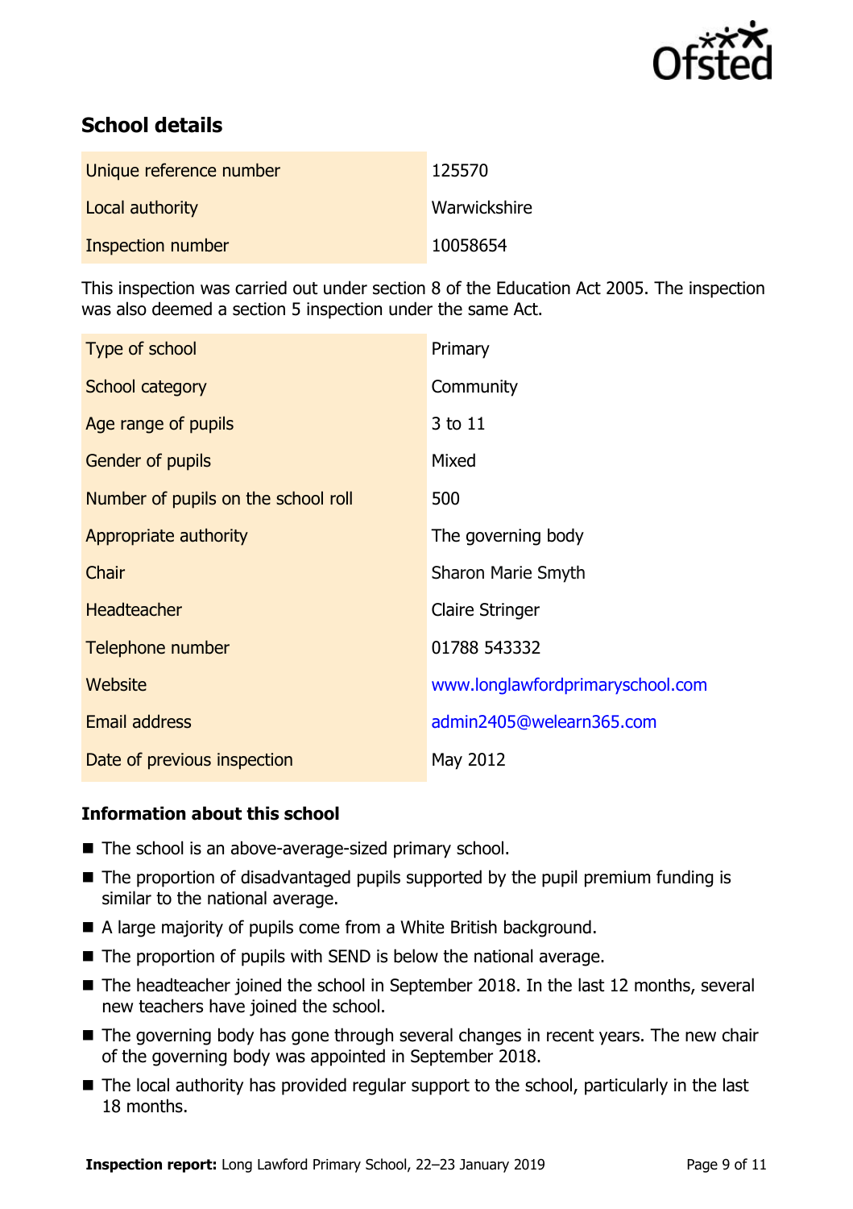## School details

| | |
|---|---|
| Unique reference number | 125570 |
| Local authority | Warwickshire |
| Inspection number | 10058654 |

This inspection was carried out under section 8 of the Education Act 2005. The inspection was also deemed a section 5 inspection under the same Act.

| | |
|---|---|
| Type of school | Primary |
| School category | Community |
| Age range of pupils | 3 to 11 |
| Gender of pupils | Mixed |
| Number of pupils on the school roll | 500 |
| Appropriate authority | The governing body |
| Chair | Sharon Marie Smyth |
| Headteacher | Claire Stringer |
| Telephone number | 01788 543332 |
| Website | www.longlawfordprimaryschool.com |
| Email address | admin2405@welearn365.com |
| Date of previous inspection | May 2012 |

### Information about this school

- The school is an above-average-sized primary school.
- The proportion of disadvantaged pupils supported by the pupil premium funding is similar to the national average.
- A large majority of pupils come from a White British background.
- The proportion of pupils with SEND is below the national average.
- The headteacher joined the school in September 2018. In the last 12 months, several new teachers have joined the school.
- The governing body has gone through several changes in recent years. The new chair of the governing body was appointed in September 2018.
- The local authority has provided regular support to the school, particularly in the last 18 months.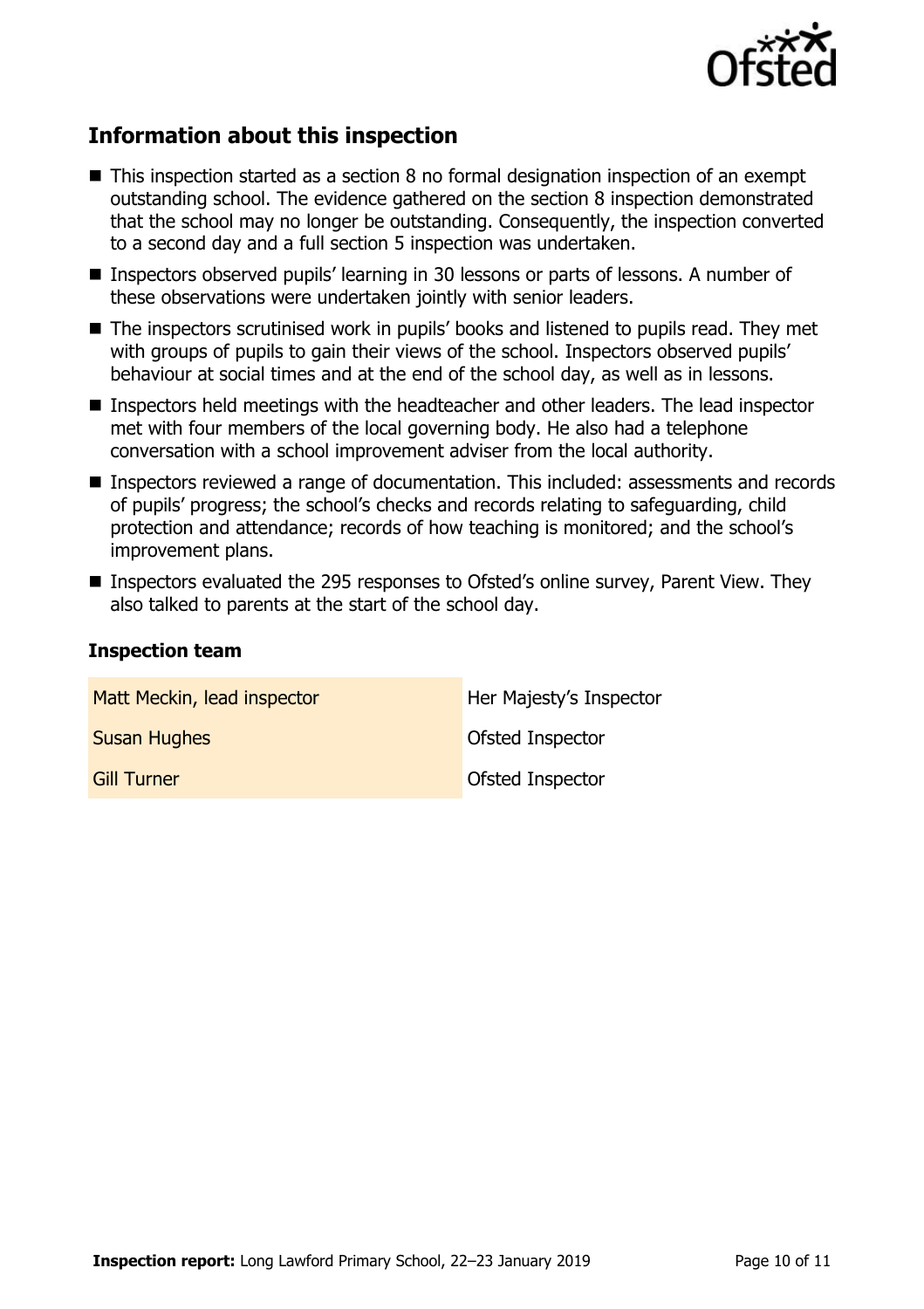## Information about this inspection

- This inspection started as a section 8 no formal designation inspection of an exempt outstanding school. The evidence gathered on the section 8 inspection demonstrated that the school may no longer be outstanding. Consequently, the inspection converted to a second day and a full section 5 inspection was undertaken.
- Inspectors observed pupils' learning in 30 lessons or parts of lessons. A number of these observations were undertaken jointly with senior leaders.
- The inspectors scrutinised work in pupils' books and listened to pupils read. They met with groups of pupils to gain their views of the school. Inspectors observed pupils' behaviour at social times and at the end of the school day, as well as in lessons.
- Inspectors held meetings with the headteacher and other leaders. The lead inspector met with four members of the local governing body. He also had a telephone conversation with a school improvement adviser from the local authority.
- Inspectors reviewed a range of documentation. This included: assessments and records of pupils' progress; the school's checks and records relating to safeguarding, child protection and attendance; records of how teaching is monitored; and the school's improvement plans.
- Inspectors evaluated the 295 responses to Ofsted's online survey, Parent View. They also talked to parents at the start of the school day.

### Inspection team

| | |
|---|---|
| Matt Meckin, lead inspector | Her Majesty's Inspector |
| Susan Hughes | Ofsted Inspector |
| Gill Turner | Ofsted Inspector |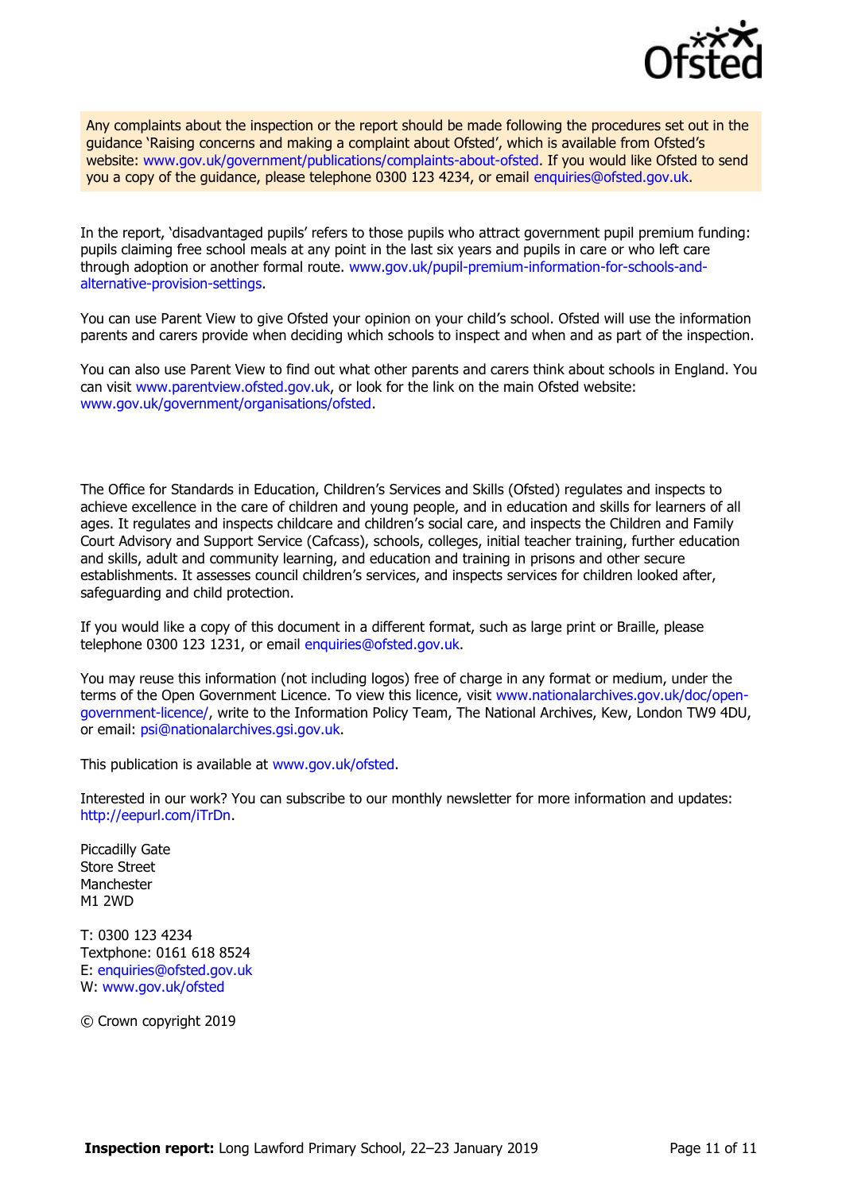Any complaints about the inspection or the report should be made following the procedures set out in the guidance 'Raising concerns and making a complaint about Ofsted', which is available from Ofsted's website: www.gov.uk/government/publications/complaints-about-ofsted. If you would like Ofsted to send you a copy of the guidance, please telephone 0300 123 4234, or email enquiries@ofsted.gov.uk.

In the report, 'disadvantaged pupils' refers to those pupils who attract government pupil premium funding: pupils claiming free school meals at any point in the last six years and pupils in care or who left care through adoption or another formal route. www.gov.uk/pupil-premium-information-for-schools-and-alternative-provision-settings.

You can use Parent View to give Ofsted your opinion on your child's school. Ofsted will use the information parents and carers provide when deciding which schools to inspect and when and as part of the inspection.

You can also use Parent View to find out what other parents and carers think about schools in England. You can visit www.parentview.ofsted.gov.uk, or look for the link on the main Ofsted website: www.gov.uk/government/organisations/ofsted.

The Office for Standards in Education, Children's Services and Skills (Ofsted) regulates and inspects to achieve excellence in the care of children and young people, and in education and skills for learners of all ages. It regulates and inspects childcare and children's social care, and inspects the Children and Family Court Advisory and Support Service (Cafcass), schools, colleges, initial teacher training, further education and skills, adult and community learning, and education and training in prisons and other secure establishments. It assesses council children's services, and inspects services for children looked after, safeguarding and child protection.

If you would like a copy of this document in a different format, such as large print or Braille, please telephone 0300 123 1231, or email enquiries@ofsted.gov.uk.

You may reuse this information (not including logos) free of charge in any format or medium, under the terms of the Open Government Licence. To view this licence, visit www.nationalarchives.gov.uk/doc/open-government-licence/, write to the Information Policy Team, The National Archives, Kew, London TW9 4DU, or email: psi@nationalarchives.gsi.gov.uk.

This publication is available at www.gov.uk/ofsted.

Interested in our work? You can subscribe to our monthly newsletter for more information and updates: http://eepurl.com/iTrDn.

Piccadilly Gate  
Store Street  
Manchester  
M1 2WD

T: 0300 123 4234  
Textphone: 0161 618 8524  
E: enquiries@ofsted.gov.uk  
W: www.gov.uk/ofsted

© Crown copyright 2019